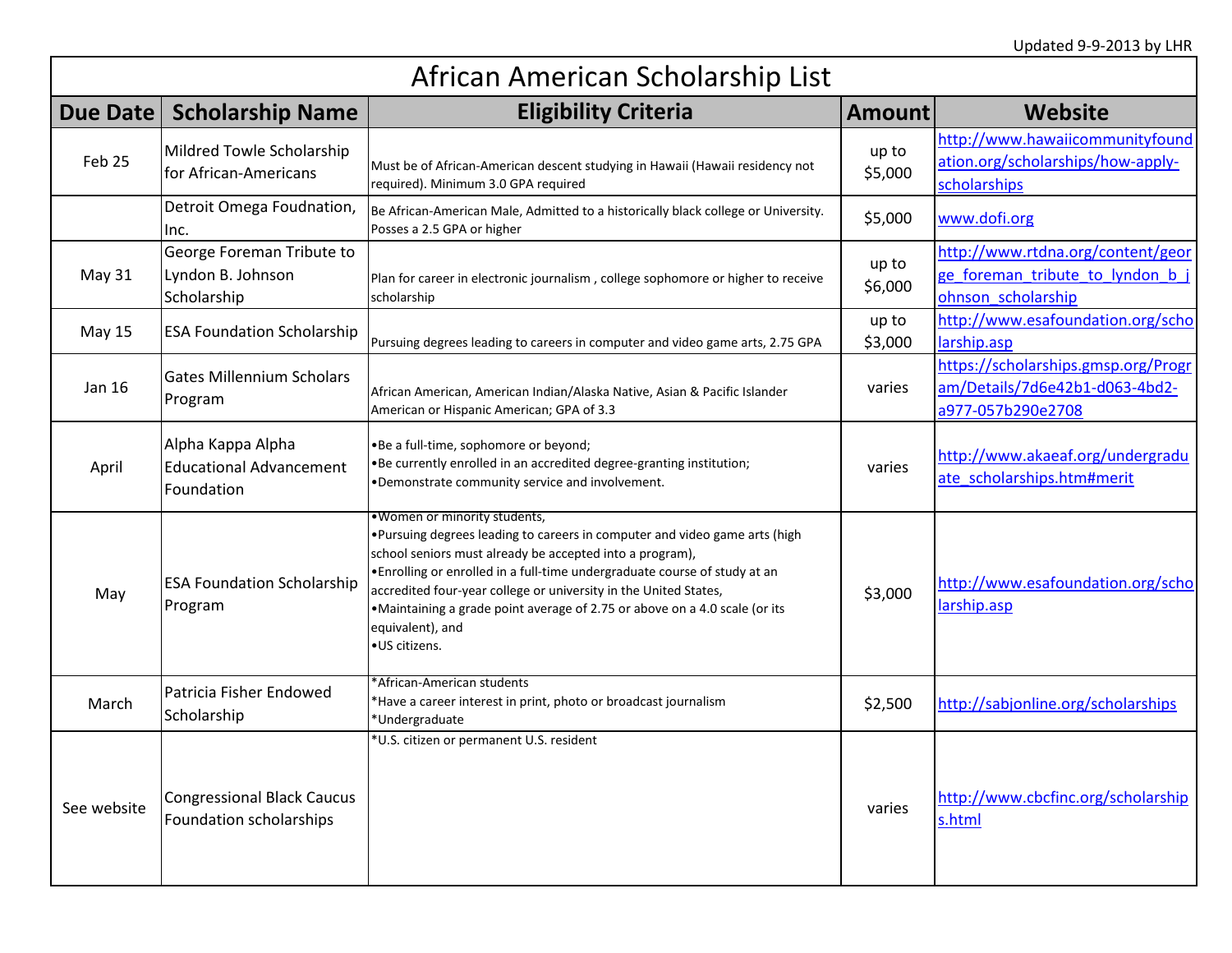Updated 9-9-2013 by LHR

# African American Scholarship List

| Due Date | Scholarship Name | Eligibility Criteria | Amount | Website |
|---|---|---|---|---|
| Feb 25 | Mildred Towle Scholarship for African-Americans | Must be of African-American descent studying in Hawaii (Hawaii residency not required). Minimum 3.0 GPA required | up to $5,000 | http://www.hawaiicommunityfoundation.org/scholarships/how-apply-scholarships |
| | Detroit Omega Foudnation, Inc. | Be African-American Male, Admitted to a historically black college or University. Posses a 2.5 GPA or higher | $5,000 | www.dofi.org |
| May 31 | George Foreman Tribute to Lyndon B. Johnson Scholarship | Plan for career in electronic journalism , college sophomore or higher to receive scholarship | up to $6,000 | http://www.rtdna.org/content/george_foreman_tribute_to_lyndon_b_johnson_scholarship |
| May 15 | ESA Foundation Scholarship | Pursuing degrees leading to careers in computer and video game arts, 2.75 GPA | up to $3,000 | http://www.esafoundation.org/scholarship.asp |
| Jan 16 | Gates Millennium Scholars Program | African American, American Indian/Alaska Native, Asian & Pacific Islander American or Hispanic American; GPA of 3.3 | varies | https://scholarships.gmsp.org/Program/Details/7d6e42b1-d063-4bd2-a977-057b290e2708 |
| April | Alpha Kappa Alpha Educational Advancement Foundation | •Be a full-time, sophomore or beyond;<br>•Be currently enrolled in an accredited degree-granting institution;<br>•Demonstrate community service and involvement. | varies | http://www.akaeaf.org/undergraduate_scholarships.htm#merit |
| May | ESA Foundation Scholarship Program | •Women or minority students,<br>•Pursuing degrees leading to careers in computer and video game arts (high school seniors must already be accepted into a program),<br>•Enrolling or enrolled in a full-time undergraduate course of study at an accredited four-year college or university in the United States,<br>•Maintaining a grade point average of 2.75 or above on a 4.0 scale (or its equivalent), and<br>•US citizens. | $3,000 | http://www.esafoundation.org/scholarship.asp |
| March | Patricia Fisher Endowed Scholarship | *African-American students<br>*Have a career interest in print, photo or broadcast journalism<br>*Undergraduate | $2,500 | http://sabjonline.org/scholarships |
| See website | Congressional Black Caucus Foundation scholarships | *U.S. citizen or permanent U.S. resident | varies | http://www.cbcfinc.org/scholarships.html |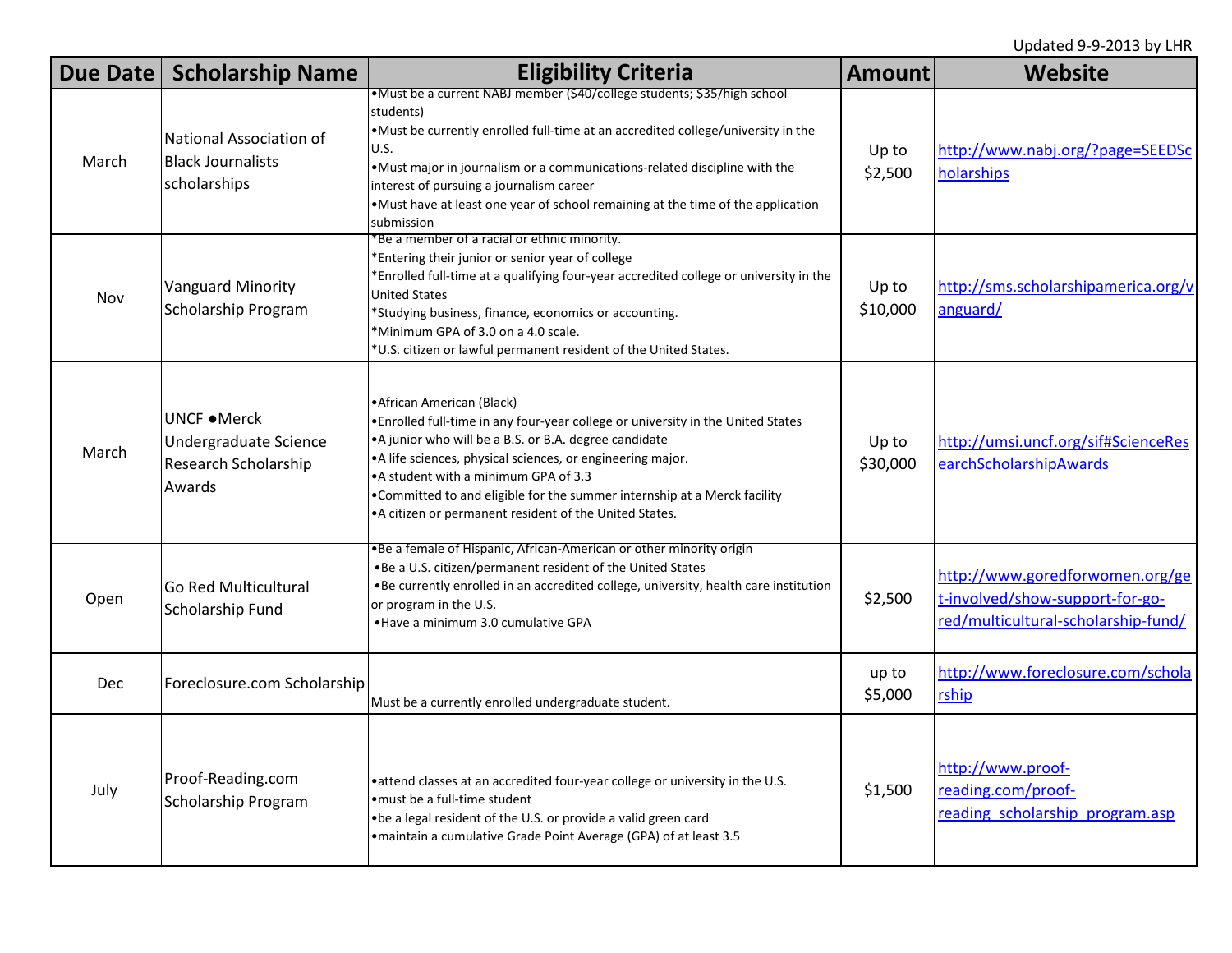Updated 9-9-2013 by LHR

| Due Date | Scholarship Name | Eligibility Criteria | Amount | Website |
|---|---|---|---|---|
| March | National Association of Black Journalists scholarships | •Must be a current NABJ member ($40/college students; $35/high school students)<br>•Must be currently enrolled full-time at an accredited college/university in the U.S.<br>•Must major in journalism or a communications-related discipline with the interest of pursuing a journalism career<br>•Must have at least one year of school remaining at the time of the application submission | Up to $2,500 | http://www.nabj.org/?page=SEEDScholarships |
| Nov | Vanguard Minority Scholarship Program | *Be a member of a racial or ethnic minority.<br>*Entering their junior or senior year of college<br>*Enrolled full-time at a qualifying four-year accredited college or university in the United States<br>*Studying business, finance, economics or accounting.<br>*Minimum GPA of 3.0 on a 4.0 scale.<br>*U.S. citizen or lawful permanent resident of the United States. | Up to $10,000 | http://sms.scholarshipamerica.org/vanguard/ |
| March | UNCF ●Merck Undergraduate Science Research Scholarship Awards | •African American (Black)<br>•Enrolled full-time in any four-year college or university in the United States<br>•A junior who will be a B.S. or B.A. degree candidate<br>•A life sciences, physical sciences, or engineering major.<br>•A student with a minimum GPA of 3.3<br>•Committed to and eligible for the summer internship at a Merck facility<br>•A citizen or permanent resident of the United States. | Up to $30,000 | http://umsi.uncf.org/sif#ScienceResearchScholarshipAwards |
| Open | Go Red Multicultural Scholarship Fund | •Be a female of Hispanic, African-American or other minority origin<br>•Be a U.S. citizen/permanent resident of the United States<br>•Be currently enrolled in an accredited college, university, health care institution or program in the U.S.<br>•Have a minimum 3.0 cumulative GPA | $2,500 | http://www.goredforwomen.org/get-involved/show-support-for-go-red/multicultural-scholarship-fund/ |
| Dec | Foreclosure.com Scholarship | Must be a currently enrolled undergraduate student. | up to $5,000 | http://www.foreclosure.com/scholarship |
| July | Proof-Reading.com Scholarship Program | •attend classes at an accredited four-year college or university in the U.S.<br>•must be a full-time student<br>•be a legal resident of the U.S. or provide a valid green card<br>•maintain a cumulative Grade Point Average (GPA) of at least 3.5 | $1,500 | http://www.proof-reading.com/proof-reading_scholarship_program.asp |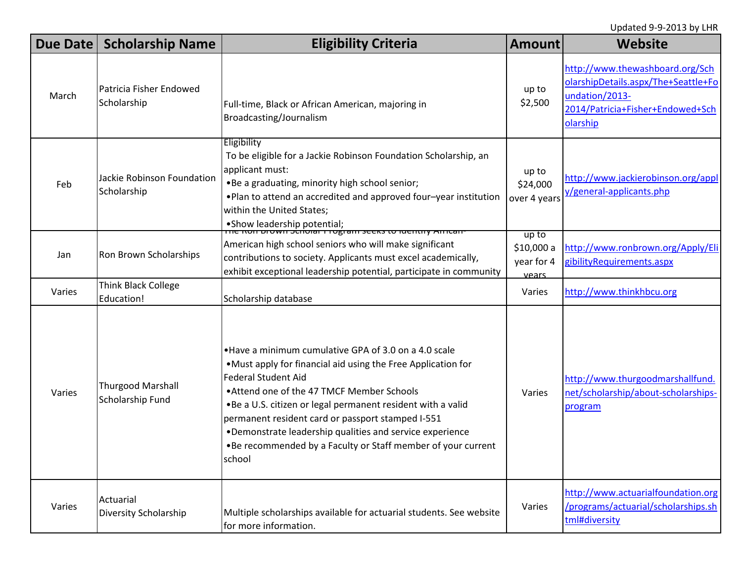Updated 9-9-2013 by LHR

| Due Date | Scholarship Name | Eligibility Criteria | Amount | Website |
|---|---|---|---|---|
| March | Patricia Fisher Endowed Scholarship | Full-time, Black or African American, majoring in Broadcasting/Journalism | up to $2,500 | http://www.thewashboard.org/ScholarshipDetails.aspx/The+Seattle+Foundation/2013-2014/Patricia+Fisher+Endowed+Scholarship |
| Feb | Jackie Robinson Foundation Scholarship | Eligibility To be eligible for a Jackie Robinson Foundation Scholarship, an applicant must: •Be a graduating, minority high school senior; •Plan to attend an accredited and approved four–year institution within the United States; •Show leadership potential; | up to $24,000 over 4 years | http://www.jackierobinson.org/apply/general-applicants.php |
| Jan | Ron Brown Scholarships | The Ron Brown Scholar Program seeks to identify African-American high school seniors who will make significant contributions to society. Applicants must excel academically, exhibit exceptional leadership potential, participate in community | up to $10,000 a year for 4 years | http://www.ronbrown.org/Apply/EligibilityRequirements.aspx |
| Varies | Think Black College Education! | Scholarship database | Varies | http://www.thinkhbcu.org |
| Varies | Thurgood Marshall Scholarship Fund | •Have a minimum cumulative GPA of 3.0 on a 4.0 scale •Must apply for financial aid using the Free Application for Federal Student Aid •Attend one of the 47 TMCF Member Schools •Be a U.S. citizen or legal permanent resident with a valid permanent resident card or passport stamped I-551 •Demonstrate leadership qualities and service experience •Be recommended by a Faculty or Staff member of your current school | Varies | http://www.thurgoodmarshallfund.net/scholarship/about-scholarships-program |
| Varies | Actuarial Diversity Scholarship | Multiple scholarships available for actuarial students. See website for more information. | Varies | http://www.actuarialfoundation.org/programs/actuarial/scholarships.shtml#diversity |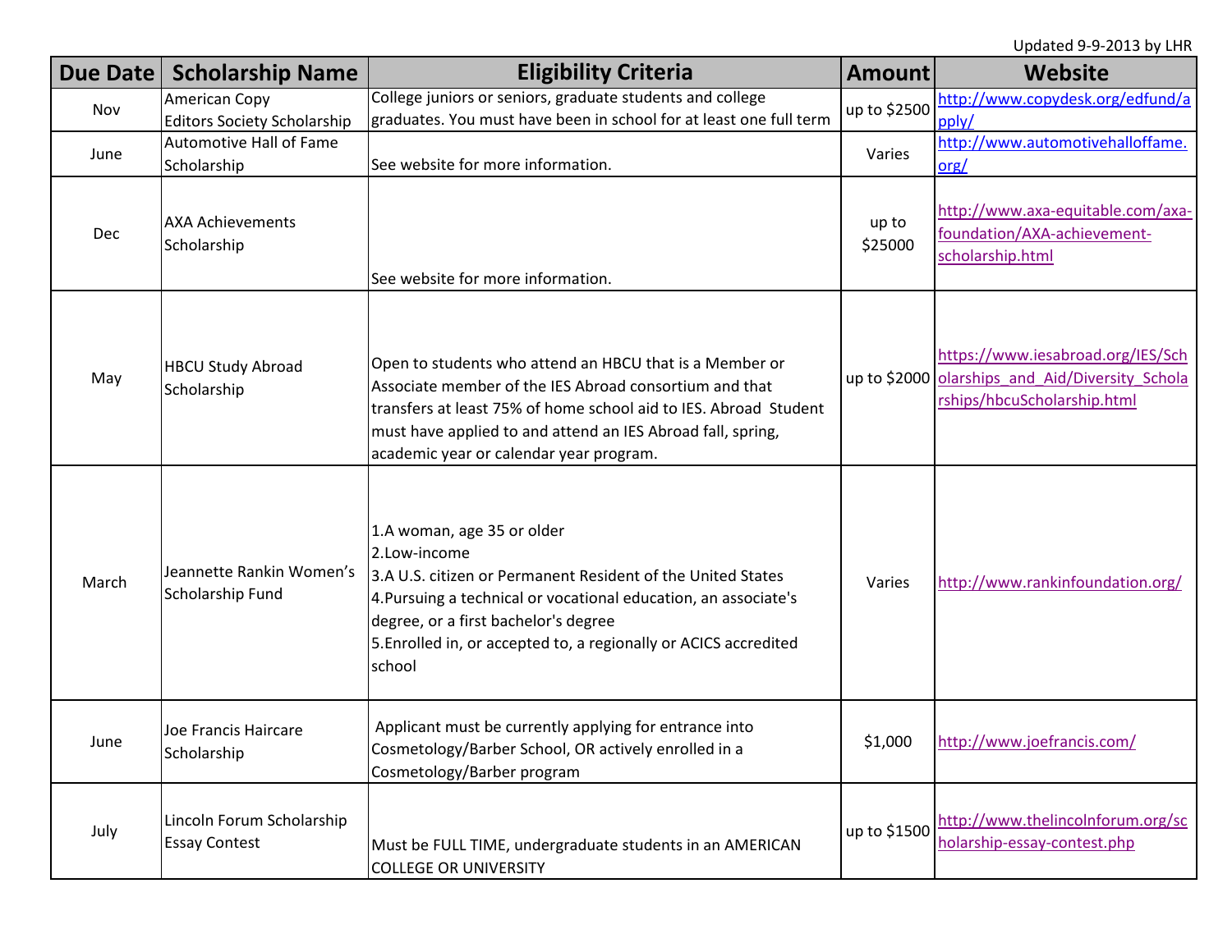Updated 9-9-2013 by LHR

| Due Date | Scholarship Name | Eligibility Criteria | Amount | Website |
|---|---|---|---|---|
| Nov | American Copy Editors Society Scholarship | College juniors or seniors, graduate students and college graduates. You must have been in school for at least one full term | up to $2500 | http://www.copydesk.org/edfund/apply/ |
| June | Automotive Hall of Fame Scholarship | See website for more information. | Varies | http://www.automotivehalloffame.org/ |
| Dec | AXA Achievements Scholarship | See website for more information. | up to $25000 | http://www.axa-equitable.com/axa-foundation/AXA-achievement-scholarship.html |
| May | HBCU Study Abroad Scholarship | Open to students who attend an HBCU that is a Member or Associate member of the IES Abroad consortium and that transfers at least 75% of home school aid to IES. Abroad Student must have applied to and attend an IES Abroad fall, spring, academic year or calendar year program. | up to $2000 | https://www.iesabroad.org/IES/Scholarships_and_Aid/Diversity_Scholarships/hbcuScholarship.html |
| March | Jeannette Rankin Women's Scholarship Fund | 1.A woman, age 35 or older<br>2.Low-income<br>3.A U.S. citizen or Permanent Resident of the United States<br>4.Pursuing a technical or vocational education, an associate's degree, or a first bachelor's degree<br>5.Enrolled in, or accepted to, a regionally or ACICS accredited school | Varies | http://www.rankinfoundation.org/ |
| June | Joe Francis Haircare Scholarship | Applicant must be currently applying for entrance into Cosmetology/Barber School, OR actively enrolled in a Cosmetology/Barber program | $1,000 | http://www.joefrancis.com/ |
| July | Lincoln Forum Scholarship Essay Contest | Must be FULL TIME, undergraduate students in an AMERICAN COLLEGE OR UNIVERSITY | up to $1500 | http://www.thelincolnforum.org/scholarship-essay-contest.php |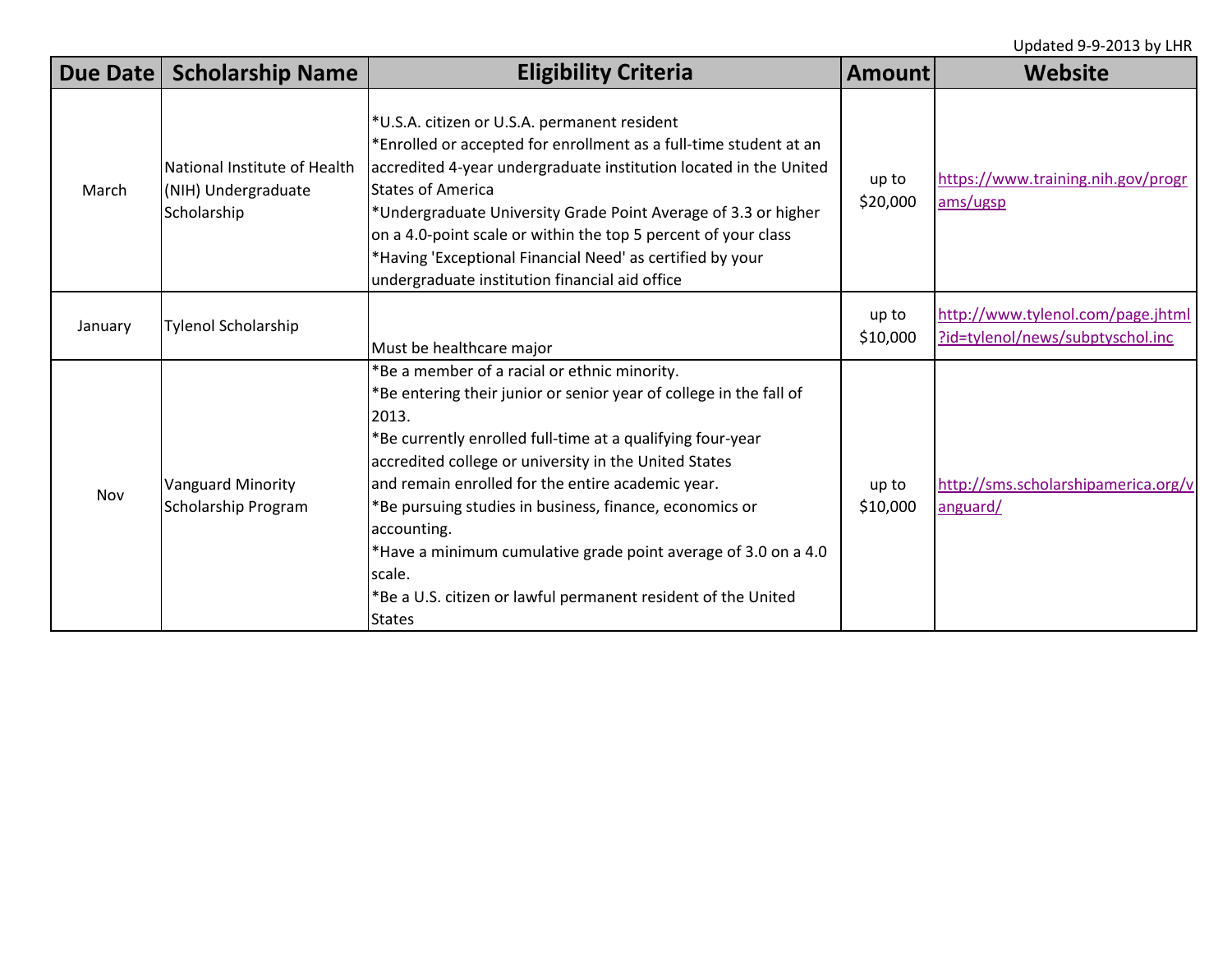Updated 9-9-2013 by LHR

| Due Date | Scholarship Name | Eligibility Criteria | Amount | Website |
| --- | --- | --- | --- | --- |
| March | National Institute of Health (NIH) Undergraduate Scholarship | *U.S.A. citizen or U.S.A. permanent resident<br>*Enrolled or accepted for enrollment as a full-time student at an accredited 4-year undergraduate institution located in the United States of America<br>*Undergraduate University Grade Point Average of 3.3 or higher on a 4.0-point scale or within the top 5 percent of your class<br>*Having 'Exceptional Financial Need' as certified by your undergraduate institution financial aid office | up to $20,000 | https://www.training.nih.gov/programs/ugsp |
| January | Tylenol Scholarship | Must be healthcare major | up to $10,000 | http://www.tylenol.com/page.jhtml?id=tylenol/news/subptyschol.inc |
| Nov | Vanguard Minority Scholarship Program | *Be a member of a racial or ethnic minority.<br>*Be entering their junior or senior year of college in the fall of 2013.<br>*Be currently enrolled full-time at a qualifying four-year accredited college or university in the United States and remain enrolled for the entire academic year.<br>*Be pursuing studies in business, finance, economics or accounting.<br>*Have a minimum cumulative grade point average of 3.0 on a 4.0 scale.<br>*Be a U.S. citizen or lawful permanent resident of the United States | up to $10,000 | http://sms.scholarshipamerica.org/vanguard/ |